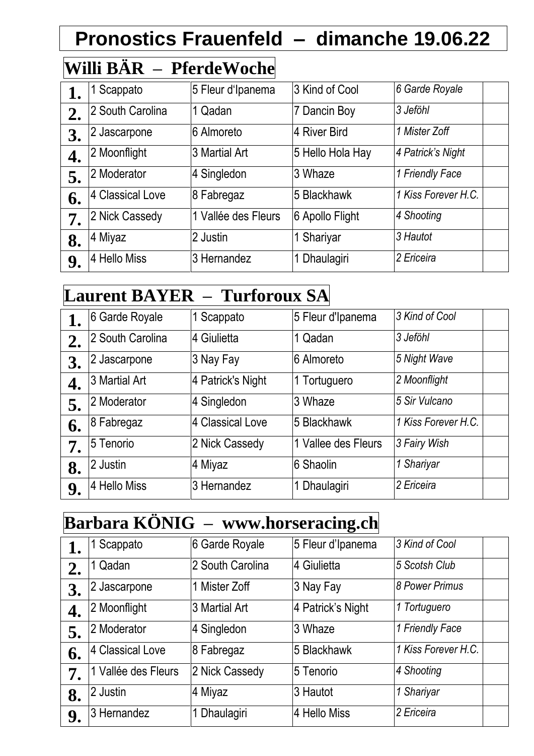# Pronostics Frauenfeld – dimanche 19.06.22

## Willi BÄR – PferdeWoche

| | | | | | |
|---|---|---|---|---|---|
| **1.** | 1 Scappato | 5 Fleur d'Ipanema | 3 Kind of Cool | *6 Garde Royale* | |
| **2.** | 2 South Carolina | 1 Qadan | 7 Dancin Boy | *3 Jeföhl* | |
| **3.** | 2 Jascarpone | 6 Almoreto | 4 River Bird | *1 Mister Zoff* | |
| **4.** | 2 Moonflight | 3 Martial Art | 5 Hello Hola Hay | *4 Patrick's Night* | |
| **5.** | 2 Moderator | 4 Singledon | 3 Whaze | *1 Friendly Face* | |
| **6.** | 4 Classical Love | 8 Fabregaz | 5 Blackhawk | *1 Kiss Forever H.C.* | |
| **7.** | 2 Nick Cassedy | 1 Vallée des Fleurs | 6 Apollo Flight | *4 Shooting* | |
| **8.** | 4 Miyaz | 2 Justin | 1 Shariyar | *3 Hautot* | |
| **9.** | 4 Hello Miss | 3 Hernandez | 1 Dhaulagiri | *2 Ericeira* | |

## Laurent BAYER – Turforoux SA

| | | | | | |
|---|---|---|---|---|---|
| **1.** | 6 Garde Royale | 1 Scappato | 5 Fleur d'Ipanema | *3 Kind of Cool* | |
| **2.** | 2 South Carolina | 4 Giulietta | 1 Qadan | *3 Jeföhl* | |
| **3.** | 2 Jascarpone | 3 Nay Fay | 6 Almoreto | *5 Night Wave* | |
| **4.** | 3 Martial Art | 4 Patrick's Night | 1 Tortuguero | *2 Moonflight* | |
| **5.** | 2 Moderator | 4 Singledon | 3 Whaze | *5 Sir Vulcano* | |
| **6.** | 8 Fabregaz | 4 Classical Love | 5 Blackhawk | *1 Kiss Forever H.C.* | |
| **7.** | 5 Tenorio | 2 Nick Cassedy | 1 Vallee des Fleurs | *3 Fairy Wish* | |
| **8.** | 2 Justin | 4 Miyaz | 6 Shaolin | *1 Shariyar* | |
| **9.** | 4 Hello Miss | 3 Hernandez | 1 Dhaulagiri | *2 Ericeira* | |

## Barbara KÖNIG – www.horseracing.ch

| | | | | | |
|---|---|---|---|---|---|
| **1.** | 1 Scappato | 6 Garde Royale | 5 Fleur d'Ipanema | *3 Kind of Cool* | |
| **2.** | 1 Qadan | 2 South Carolina | 4 Giulietta | *5 Scotsh Club* | |
| **3.** | 2 Jascarpone | 1 Mister Zoff | 3 Nay Fay | *8 Power Primus* | |
| **4.** | 2 Moonflight | 3 Martial Art | 4 Patrick's Night | *1 Tortuguero* | |
| **5.** | 2 Moderator | 4 Singledon | 3 Whaze | *1 Friendly Face* | |
| **6.** | 4 Classical Love | 8 Fabregaz | 5 Blackhawk | *1 Kiss Forever H.C.* | |
| **7.** | 1 Vallée des Fleurs | 2 Nick Cassedy | 5 Tenorio | *4 Shooting* | |
| **8.** | 2 Justin | 4 Miyaz | 3 Hautot | *1 Shariyar* | |
| **9.** | 3 Hernandez | 1 Dhaulagiri | 4 Hello Miss | *2 Ericeira* | |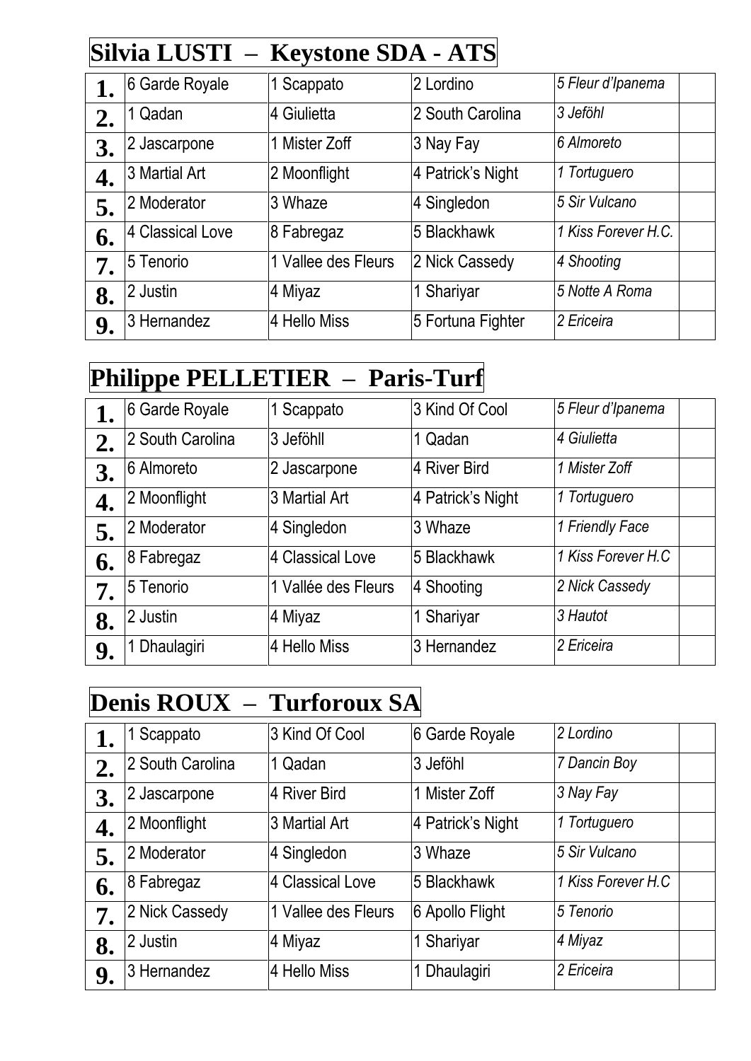## Silvia LUSTI – Keystone SDA - ATS

| | | | | | |
|---|---|---|---|---|---|
| **1.** | 6 Garde Royale | 1 Scappato | 2 Lordino | *5 Fleur d'Ipanema* | |
| **2.** | 1 Qadan | 4 Giulietta | 2 South Carolina | *3 Jeföhl* | |
| **3.** | 2 Jascarpone | 1 Mister Zoff | 3 Nay Fay | *6 Almoreto* | |
| **4.** | 3 Martial Art | 2 Moonflight | 4 Patrick's Night | *1 Tortuguero* | |
| **5.** | 2 Moderator | 3 Whaze | 4 Singledon | *5 Sir Vulcano* | |
| **6.** | 4 Classical Love | 8 Fabregaz | 5 Blackhawk | *1 Kiss Forever H.C.* | |
| **7.** | 5 Tenorio | 1 Vallee des Fleurs | 2 Nick Cassedy | *4 Shooting* | |
| **8.** | 2 Justin | 4 Miyaz | 1 Shariyar | *5 Notte A Roma* | |
| **9.** | 3 Hernandez | 4 Hello Miss | 5 Fortuna Fighter | *2 Ericeira* | |

## Philippe PELLETIER – Paris-Turf

| | | | | | |
|---|---|---|---|---|---|
| **1.** | 6 Garde Royale | 1 Scappato | 3 Kind Of Cool | *5 Fleur d'Ipanema* | |
| **2.** | 2 South Carolina | 3 Jeföhll | 1 Qadan | *4 Giulietta* | |
| **3.** | 6 Almoreto | 2 Jascarpone | 4 River Bird | *1 Mister Zoff* | |
| **4.** | 2 Moonflight | 3 Martial Art | 4 Patrick's Night | *1 Tortuguero* | |
| **5.** | 2 Moderator | 4 Singledon | 3 Whaze | *1 Friendly Face* | |
| **6.** | 8 Fabregaz | 4 Classical Love | 5 Blackhawk | *1 Kiss Forever H.C* | |
| **7.** | 5 Tenorio | 1 Vallée des Fleurs | 4 Shooting | *2 Nick Cassedy* | |
| **8.** | 2 Justin | 4 Miyaz | 1 Shariyar | *3 Hautot* | |
| **9.** | 1 Dhaulagiri | 4 Hello Miss | 3 Hernandez | *2 Ericeira* | |

## Denis ROUX – Turforoux SA

| | | | | | |
|---|---|---|---|---|---|
| **1.** | 1 Scappato | 3 Kind Of Cool | 6 Garde Royale | *2 Lordino* | |
| **2.** | 2 South Carolina | 1 Qadan | 3 Jeföhl | *7 Dancin Boy* | |
| **3.** | 2 Jascarpone | 4 River Bird | 1 Mister Zoff | *3 Nay Fay* | |
| **4.** | 2 Moonflight | 3 Martial Art | 4 Patrick's Night | *1 Tortuguero* | |
| **5.** | 2 Moderator | 4 Singledon | 3 Whaze | *5 Sir Vulcano* | |
| **6.** | 8 Fabregaz | 4 Classical Love | 5 Blackhawk | *1 Kiss Forever H.C* | |
| **7.** | 2 Nick Cassedy | 1 Vallee des Fleurs | 6 Apollo Flight | *5 Tenorio* | |
| **8.** | 2 Justin | 4 Miyaz | 1 Shariyar | *4 Miyaz* | |
| **9.** | 3 Hernandez | 4 Hello Miss | 1 Dhaulagiri | *2 Ericeira* | |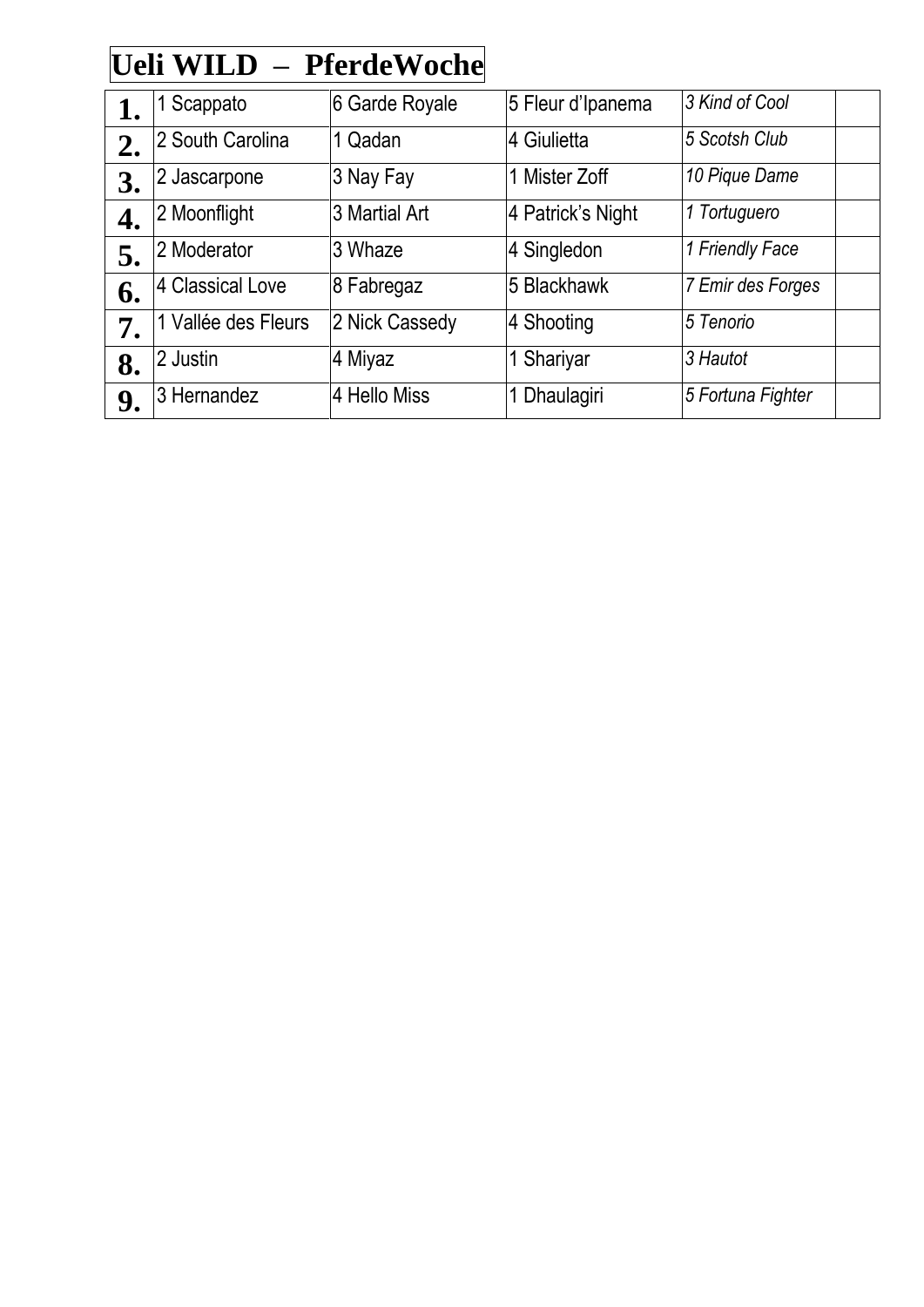# Ueli WILD – PferdeWoche

| | | | | | |
|---|---|---|---|---|---|
| **1.** | 1 Scappato | 6 Garde Royale | 5 Fleur d'Ipanema | *3 Kind of Cool* | |
| **2.** | 2 South Carolina | 1 Qadan | 4 Giulietta | *5 Scotsh Club* | |
| **3.** | 2 Jascarpone | 3 Nay Fay | 1 Mister Zoff | *10 Pique Dame* | |
| **4.** | 2 Moonflight | 3 Martial Art | 4 Patrick's Night | *1 Tortuguero* | |
| **5.** | 2 Moderator | 3 Whaze | 4 Singledon | *1 Friendly Face* | |
| **6.** | 4 Classical Love | 8 Fabregaz | 5 Blackhawk | *7 Emir des Forges* | |
| **7.** | 1 Vallée des Fleurs | 2 Nick Cassedy | 4 Shooting | *5 Tenorio* | |
| **8.** | 2 Justin | 4 Miyaz | 1 Shariyar | *3 Hautot* | |
| **9.** | 3 Hernandez | 4 Hello Miss | 1 Dhaulagiri | *5 Fortuna Fighter* | |